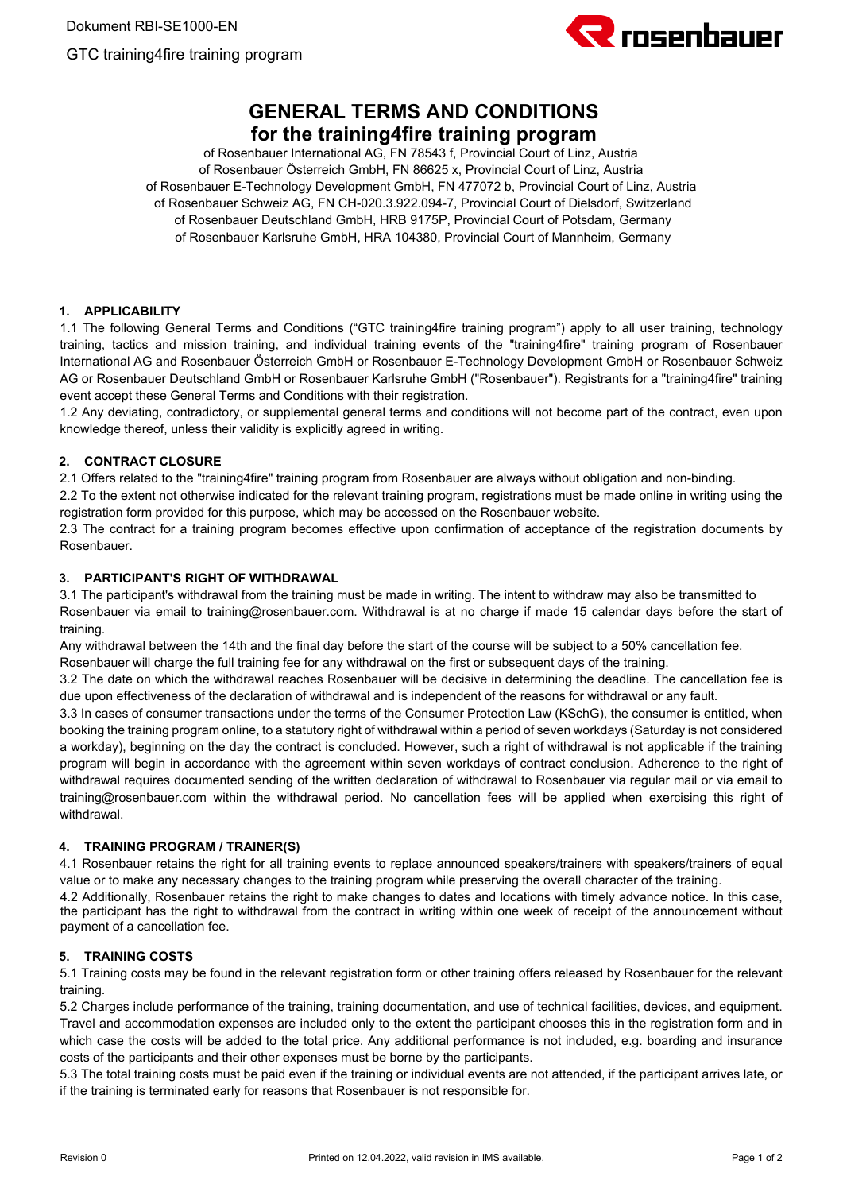# GENERAL TERMS AND CONDITIONS
# for the training4fire training program

of Rosenbauer International AG, FN 78543 f, Provincial Court of Linz, Austria
of Rosenbauer Österreich GmbH, FN 86625 x, Provincial Court of Linz, Austria
of Rosenbauer E-Technology Development GmbH, FN 477072 b, Provincial Court of Linz, Austria
of Rosenbauer Schweiz AG, FN CH-020.3.922.094-7, Provincial Court of Dielsdorf, Switzerland
of Rosenbauer Deutschland GmbH, HRB 9175P, Provincial Court of Potsdam, Germany
of Rosenbauer Karlsruhe GmbH, HRA 104380, Provincial Court of Mannheim, Germany

## 1. APPLICABILITY

1.1 The following General Terms and Conditions ("GTC training4fire training program") apply to all user training, technology training, tactics and mission training, and individual training events of the "training4fire" training program of Rosenbauer International AG and Rosenbauer Österreich GmbH or Rosenbauer E-Technology Development GmbH or Rosenbauer Schweiz AG or Rosenbauer Deutschland GmbH or Rosenbauer Karlsruhe GmbH ("Rosenbauer"). Registrants for a "training4fire" training event accept these General Terms and Conditions with their registration.

1.2 Any deviating, contradictory, or supplemental general terms and conditions will not become part of the contract, even upon knowledge thereof, unless their validity is explicitly agreed in writing.

## 2. CONTRACT CLOSURE

2.1 Offers related to the "training4fire" training program from Rosenbauer are always without obligation and non-binding.

2.2 To the extent not otherwise indicated for the relevant training program, registrations must be made online in writing using the registration form provided for this purpose, which may be accessed on the Rosenbauer website.

2.3 The contract for a training program becomes effective upon confirmation of acceptance of the registration documents by Rosenbauer.

## 3. PARTICIPANT'S RIGHT OF WITHDRAWAL

3.1 The participant's withdrawal from the training must be made in writing. The intent to withdraw may also be transmitted to Rosenbauer via email to training@rosenbauer.com. Withdrawal is at no charge if made 15 calendar days before the start of training.

Any withdrawal between the 14th and the final day before the start of the course will be subject to a 50% cancellation fee.
Rosenbauer will charge the full training fee for any withdrawal on the first or subsequent days of the training.

3.2 The date on which the withdrawal reaches Rosenbauer will be decisive in determining the deadline. The cancellation fee is due upon effectiveness of the declaration of withdrawal and is independent of the reasons for withdrawal or any fault.

3.3 In cases of consumer transactions under the terms of the Consumer Protection Law (KSchG), the consumer is entitled, when booking the training program online, to a statutory right of withdrawal within a period of seven workdays (Saturday is not considered a workday), beginning on the day the contract is concluded. However, such a right of withdrawal is not applicable if the training program will begin in accordance with the agreement within seven workdays of contract conclusion. Adherence to the right of withdrawal requires documented sending of the written declaration of withdrawal to Rosenbauer via regular mail or via email to training@rosenbauer.com within the withdrawal period. No cancellation fees will be applied when exercising this right of withdrawal.

## 4. TRAINING PROGRAM / TRAINER(S)

4.1 Rosenbauer retains the right for all training events to replace announced speakers/trainers with speakers/trainers of equal value or to make any necessary changes to the training program while preserving the overall character of the training.

4.2 Additionally, Rosenbauer retains the right to make changes to dates and locations with timely advance notice. In this case, the participant has the right to withdrawal from the contract in writing within one week of receipt of the announcement without payment of a cancellation fee.

## 5. TRAINING COSTS

5.1 Training costs may be found in the relevant registration form or other training offers released by Rosenbauer for the relevant training.

5.2 Charges include performance of the training, training documentation, and use of technical facilities, devices, and equipment. Travel and accommodation expenses are included only to the extent the participant chooses this in the registration form and in which case the costs will be added to the total price. Any additional performance is not included, e.g. boarding and insurance costs of the participants and their other expenses must be borne by the participants.

5.3 The total training costs must be paid even if the training or individual events are not attended, if the participant arrives late, or if the training is terminated early for reasons that Rosenbauer is not responsible for.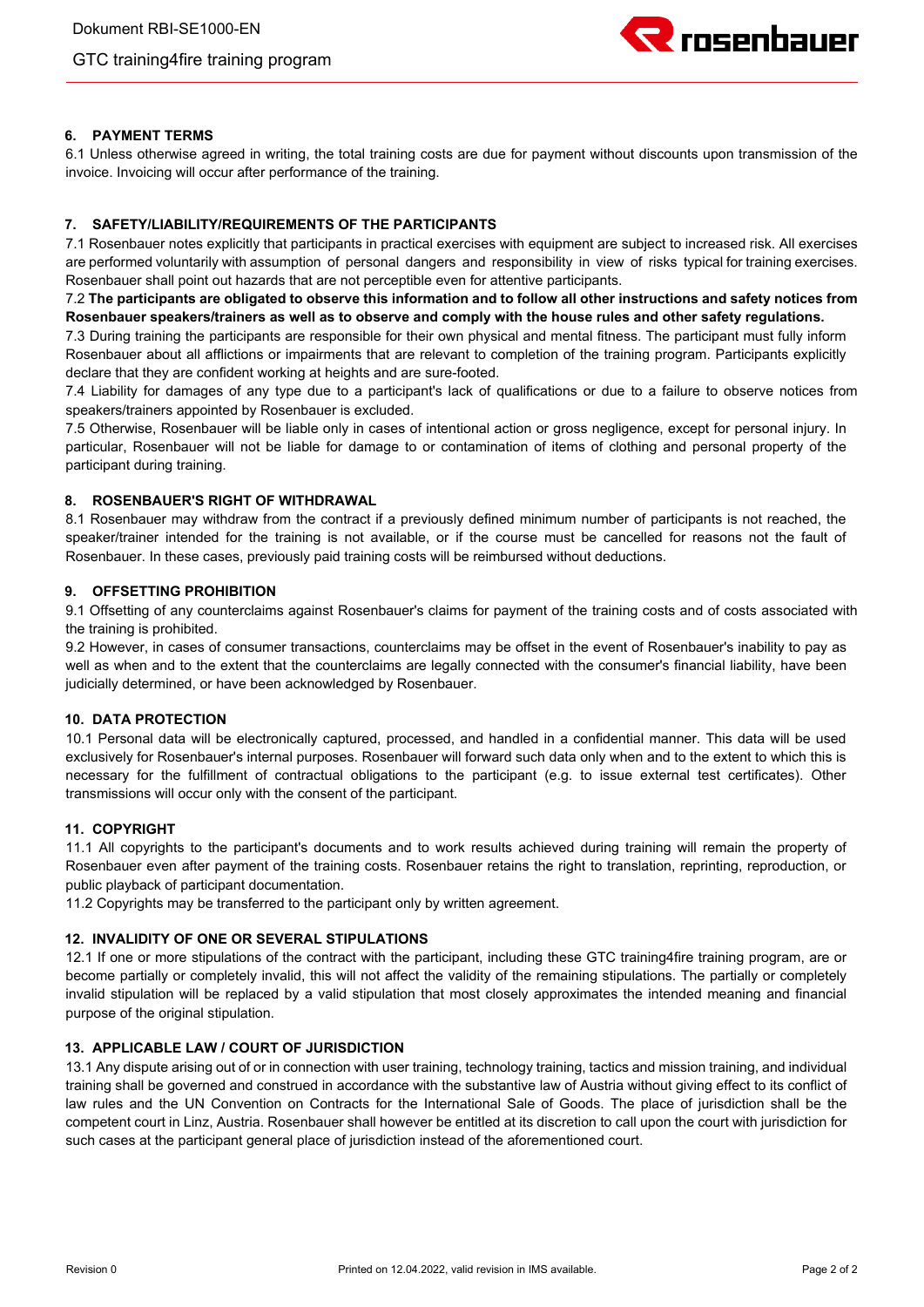## 6. PAYMENT TERMS

6.1 Unless otherwise agreed in writing, the total training costs are due for payment without discounts upon transmission of the invoice. Invoicing will occur after performance of the training.

## 7. SAFETY/LIABILITY/REQUIREMENTS OF THE PARTICIPANTS

7.1 Rosenbauer notes explicitly that participants in practical exercises with equipment are subject to increased risk. All exercises are performed voluntarily with assumption of personal dangers and responsibility in view of risks typical for training exercises. Rosenbauer shall point out hazards that are not perceptible even for attentive participants.

7.2 **The participants are obligated to observe this information and to follow all other instructions and safety notices from Rosenbauer speakers/trainers as well as to observe and comply with the house rules and other safety regulations.**

7.3 During training the participants are responsible for their own physical and mental fitness. The participant must fully inform Rosenbauer about all afflictions or impairments that are relevant to completion of the training program. Participants explicitly declare that they are confident working at heights and are sure-footed.

7.4 Liability for damages of any type due to a participant's lack of qualifications or due to a failure to observe notices from speakers/trainers appointed by Rosenbauer is excluded.

7.5 Otherwise, Rosenbauer will be liable only in cases of intentional action or gross negligence, except for personal injury. In particular, Rosenbauer will not be liable for damage to or contamination of items of clothing and personal property of the participant during training.

## 8. ROSENBAUER'S RIGHT OF WITHDRAWAL

8.1 Rosenbauer may withdraw from the contract if a previously defined minimum number of participants is not reached, the speaker/trainer intended for the training is not available, or if the course must be cancelled for reasons not the fault of Rosenbauer. In these cases, previously paid training costs will be reimbursed without deductions.

## 9. OFFSETTING PROHIBITION

9.1 Offsetting of any counterclaims against Rosenbauer's claims for payment of the training costs and of costs associated with the training is prohibited.

9.2 However, in cases of consumer transactions, counterclaims may be offset in the event of Rosenbauer's inability to pay as well as when and to the extent that the counterclaims are legally connected with the consumer's financial liability, have been judicially determined, or have been acknowledged by Rosenbauer.

## 10. DATA PROTECTION

10.1 Personal data will be electronically captured, processed, and handled in a confidential manner. This data will be used exclusively for Rosenbauer's internal purposes. Rosenbauer will forward such data only when and to the extent to which this is necessary for the fulfillment of contractual obligations to the participant (e.g. to issue external test certificates). Other transmissions will occur only with the consent of the participant.

## 11. COPYRIGHT

11.1 All copyrights to the participant's documents and to work results achieved during training will remain the property of Rosenbauer even after payment of the training costs. Rosenbauer retains the right to translation, reprinting, reproduction, or public playback of participant documentation.

11.2 Copyrights may be transferred to the participant only by written agreement.

## 12. INVALIDITY OF ONE OR SEVERAL STIPULATIONS

12.1 If one or more stipulations of the contract with the participant, including these GTC training4fire training program, are or become partially or completely invalid, this will not affect the validity of the remaining stipulations. The partially or completely invalid stipulation will be replaced by a valid stipulation that most closely approximates the intended meaning and financial purpose of the original stipulation.

## 13. APPLICABLE LAW / COURT OF JURISDICTION

13.1 Any dispute arising out of or in connection with user training, technology training, tactics and mission training, and individual training shall be governed and construed in accordance with the substantive law of Austria without giving effect to its conflict of law rules and the UN Convention on Contracts for the International Sale of Goods. The place of jurisdiction shall be the competent court in Linz, Austria. Rosenbauer shall however be entitled at its discretion to call upon the court with jurisdiction for such cases at the participant general place of jurisdiction instead of the aforementioned court.